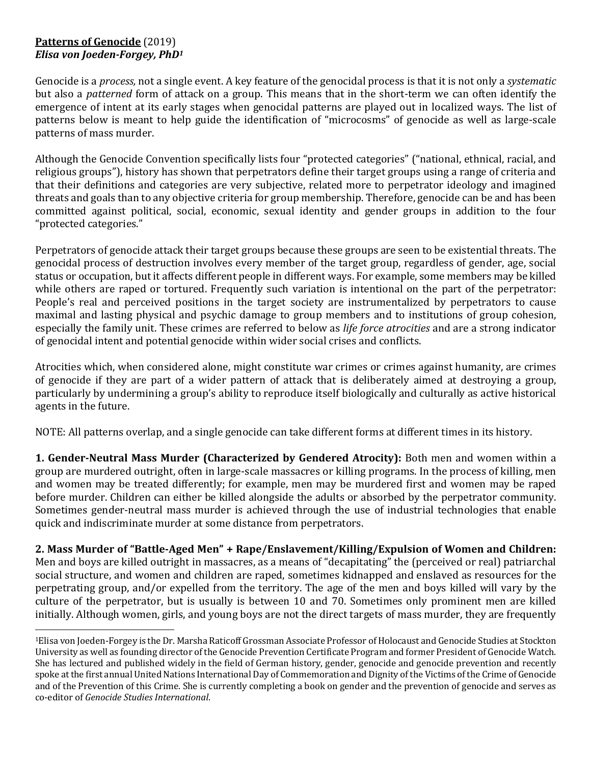**<u>Patterns of Genocide</u>** (2019)
***Elisa von Joeden-Forgey, PhD*[1]**

Genocide is a *process,* not a single event. A key feature of the genocidal process is that it is not only a *systematic* but also a *patterned* form of attack on a group. This means that in the short-term we can often identify the emergence of intent at its early stages when genocidal patterns are played out in localized ways. The list of patterns below is meant to help guide the identification of "microcosms" of genocide as well as large-scale patterns of mass murder.

Although the Genocide Convention specifically lists four "protected categories" ("national, ethnical, racial, and religious groups"), history has shown that perpetrators define their target groups using a range of criteria and that their definitions and categories are very subjective, related more to perpetrator ideology and imagined threats and goals than to any objective criteria for group membership. Therefore, genocide can be and has been committed against political, social, economic, sexual identity and gender groups in addition to the four "protected categories."

Perpetrators of genocide attack their target groups because these groups are seen to be existential threats. The genocidal process of destruction involves every member of the target group, regardless of gender, age, social status or occupation, but it affects different people in different ways. For example, some members may be killed while others are raped or tortured. Frequently such variation is intentional on the part of the perpetrator: People's real and perceived positions in the target society are instrumentalized by perpetrators to cause maximal and lasting physical and psychic damage to group members and to institutions of group cohesion, especially the family unit. These crimes are referred to below as *life force atrocities* and are a strong indicator of genocidal intent and potential genocide within wider social crises and conflicts.

Atrocities which, when considered alone, might constitute war crimes or crimes against humanity, are crimes of genocide if they are part of a wider pattern of attack that is deliberately aimed at destroying a group, particularly by undermining a group's ability to reproduce itself biologically and culturally as active historical agents in the future.

NOTE: All patterns overlap, and a single genocide can take different forms at different times in its history.

**1. Gender-Neutral Mass Murder (Characterized by Gendered Atrocity):** Both men and women within a group are murdered outright, often in large-scale massacres or killing programs. In the process of killing, men and women may be treated differently; for example, men may be murdered first and women may be raped before murder. Children can either be killed alongside the adults or absorbed by the perpetrator community. Sometimes gender-neutral mass murder is achieved through the use of industrial technologies that enable quick and indiscriminate murder at some distance from perpetrators.

**2. Mass Murder of "Battle-Aged Men" + Rape/Enslavement/Killing/Expulsion of Women and Children:** Men and boys are killed outright in massacres, as a means of "decapitating" the (perceived or real) patriarchal social structure, and women and children are raped, sometimes kidnapped and enslaved as resources for the perpetrating group, and/or expelled from the territory. The age of the men and boys killed will vary by the culture of the perpetrator, but is usually is between 10 and 70. Sometimes only prominent men are killed initially. Although women, girls, and young boys are not the direct targets of mass murder, they are frequently

---

[1] Elisa von Joeden-Forgey is the Dr. Marsha Raticoff Grossman Associate Professor of Holocaust and Genocide Studies at Stockton University as well as founding director of the Genocide Prevention Certificate Program and former President of Genocide Watch. She has lectured and published widely in the field of German history, gender, genocide and genocide prevention and recently spoke at the first annual United Nations International Day of Commemoration and Dignity of the Victims of the Crime of Genocide and of the Prevention of this Crime. She is currently completing a book on gender and the prevention of genocide and serves as co-editor of *Genocide Studies International*.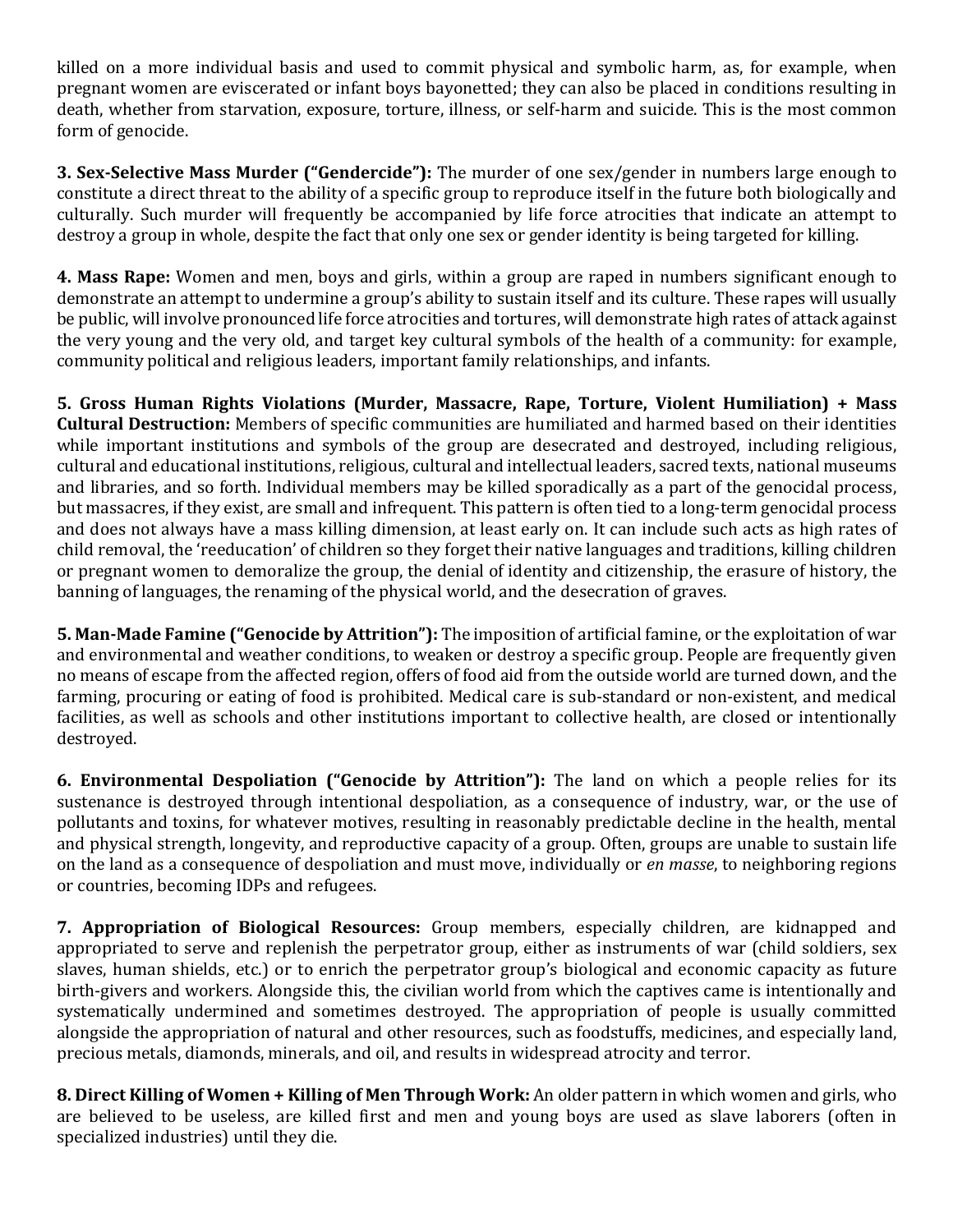killed on a more individual basis and used to commit physical and symbolic harm, as, for example, when pregnant women are eviscerated or infant boys bayonetted; they can also be placed in conditions resulting in death, whether from starvation, exposure, torture, illness, or self-harm and suicide. This is the most common form of genocide.

**3. Sex-Selective Mass Murder ("Gendercide"):** The murder of one sex/gender in numbers large enough to constitute a direct threat to the ability of a specific group to reproduce itself in the future both biologically and culturally. Such murder will frequently be accompanied by life force atrocities that indicate an attempt to destroy a group in whole, despite the fact that only one sex or gender identity is being targeted for killing.

**4. Mass Rape:** Women and men, boys and girls, within a group are raped in numbers significant enough to demonstrate an attempt to undermine a group's ability to sustain itself and its culture. These rapes will usually be public, will involve pronounced life force atrocities and tortures, will demonstrate high rates of attack against the very young and the very old, and target key cultural symbols of the health of a community: for example, community political and religious leaders, important family relationships, and infants.

**5. Gross Human Rights Violations (Murder, Massacre, Rape, Torture, Violent Humiliation) + Mass Cultural Destruction:** Members of specific communities are humiliated and harmed based on their identities while important institutions and symbols of the group are desecrated and destroyed, including religious, cultural and educational institutions, religious, cultural and intellectual leaders, sacred texts, national museums and libraries, and so forth. Individual members may be killed sporadically as a part of the genocidal process, but massacres, if they exist, are small and infrequent. This pattern is often tied to a long-term genocidal process and does not always have a mass killing dimension, at least early on. It can include such acts as high rates of child removal, the 'reeducation' of children so they forget their native languages and traditions, killing children or pregnant women to demoralize the group, the denial of identity and citizenship, the erasure of history, the banning of languages, the renaming of the physical world, and the desecration of graves.

**5. Man-Made Famine ("Genocide by Attrition"):** The imposition of artificial famine, or the exploitation of war and environmental and weather conditions, to weaken or destroy a specific group. People are frequently given no means of escape from the affected region, offers of food aid from the outside world are turned down, and the farming, procuring or eating of food is prohibited. Medical care is sub-standard or non-existent, and medical facilities, as well as schools and other institutions important to collective health, are closed or intentionally destroyed.

**6. Environmental Despoliation ("Genocide by Attrition"):** The land on which a people relies for its sustenance is destroyed through intentional despoliation, as a consequence of industry, war, or the use of pollutants and toxins, for whatever motives, resulting in reasonably predictable decline in the health, mental and physical strength, longevity, and reproductive capacity of a group. Often, groups are unable to sustain life on the land as a consequence of despoliation and must move, individually or *en masse*, to neighboring regions or countries, becoming IDPs and refugees.

**7. Appropriation of Biological Resources:** Group members, especially children, are kidnapped and appropriated to serve and replenish the perpetrator group, either as instruments of war (child soldiers, sex slaves, human shields, etc.) or to enrich the perpetrator group's biological and economic capacity as future birth-givers and workers. Alongside this, the civilian world from which the captives came is intentionally and systematically undermined and sometimes destroyed. The appropriation of people is usually committed alongside the appropriation of natural and other resources, such as foodstuffs, medicines, and especially land, precious metals, diamonds, minerals, and oil, and results in widespread atrocity and terror.

**8. Direct Killing of Women + Killing of Men Through Work:** An older pattern in which women and girls, who are believed to be useless, are killed first and men and young boys are used as slave laborers (often in specialized industries) until they die.